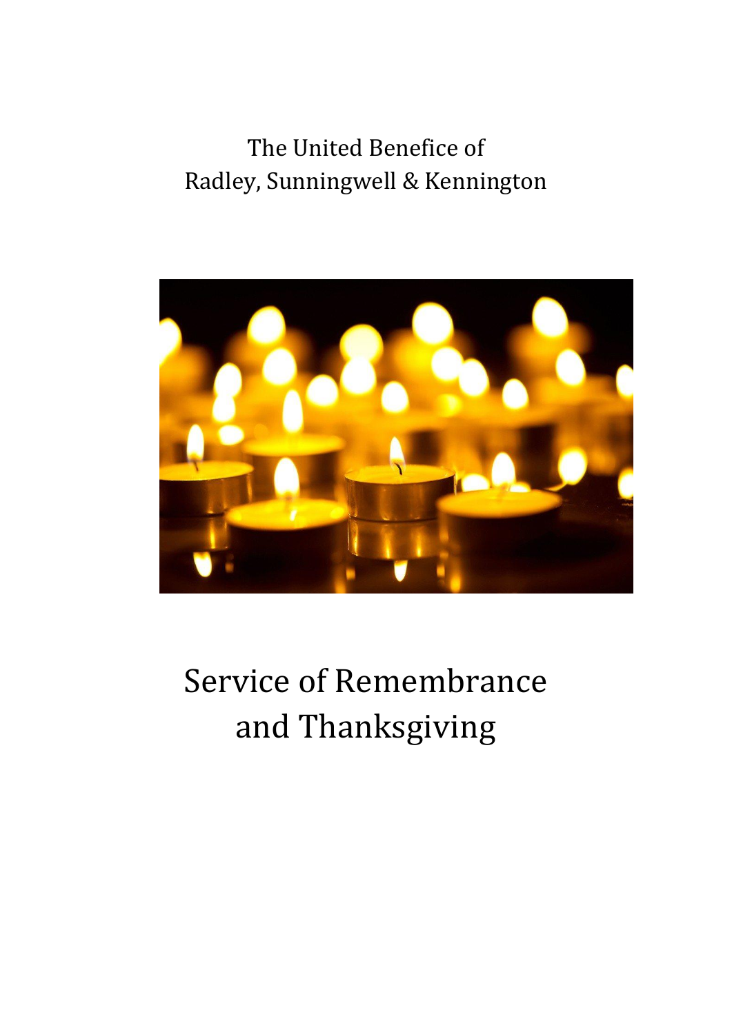The United Benefice of
Radley, Sunningwell & Kennington

# Service of Remembrance and Thanksgiving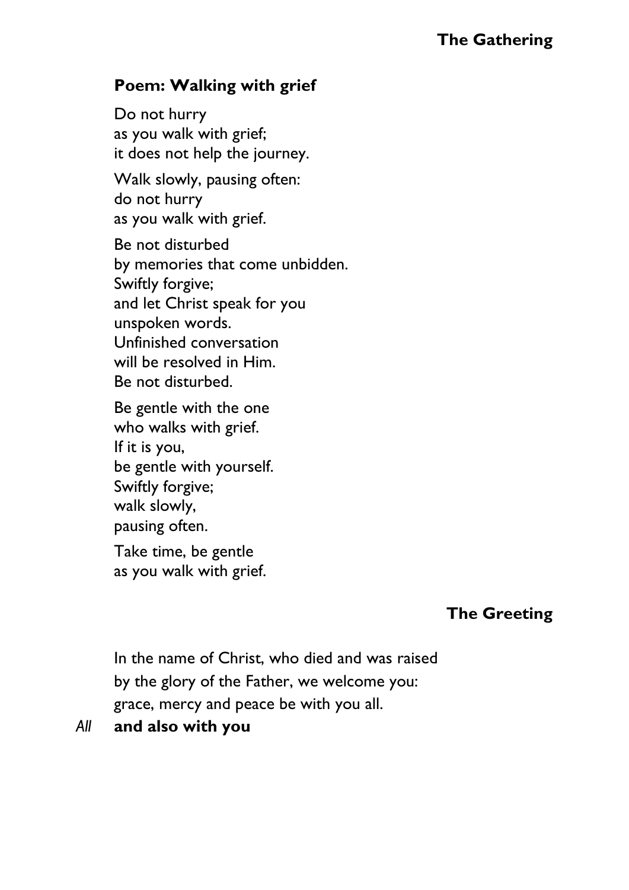## The Gathering

### Poem: Walking with grief

Do not hurry  
as you walk with grief;  
it does not help the journey.

Walk slowly, pausing often:  
do not hurry  
as you walk with grief.

Be not disturbed  
by memories that come unbidden.  
Swiftly forgive;  
and let Christ speak for you  
unspoken words.  
Unfinished conversation  
will be resolved in Him.  
Be not disturbed.

Be gentle with the one  
who walks with grief.  
If it is you,  
be gentle with yourself.  
Swiftly forgive;  
walk slowly,  
pausing often.

Take time, be gentle  
as you walk with grief.

## The Greeting

In the name of Christ, who died and was raised  
by the glory of the Father, we welcome you:  
grace, mercy and peace be with you all.

*All* **and also with you**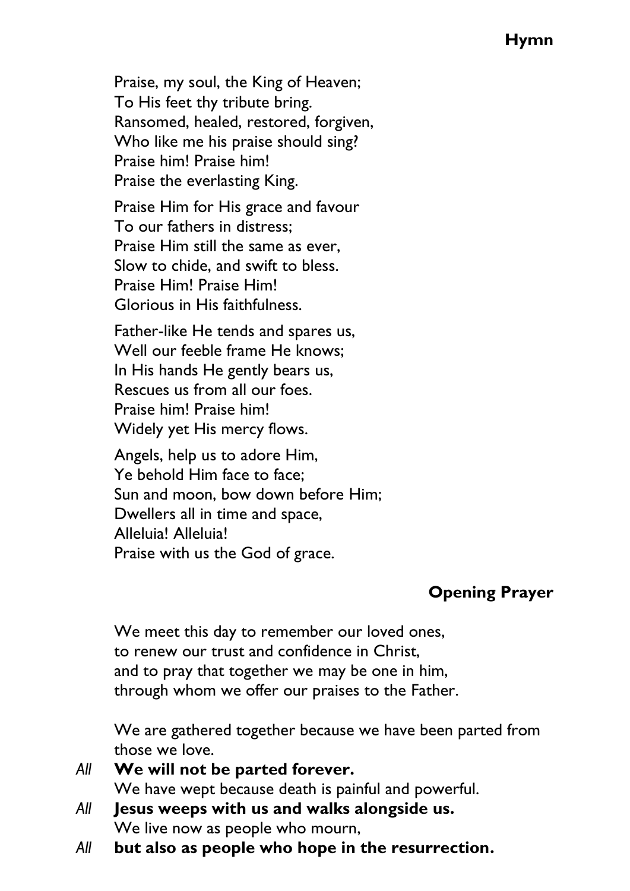## Hymn

Praise, my soul, the King of Heaven;  
To His feet thy tribute bring.  
Ransomed, healed, restored, forgiven,  
Who like me his praise should sing?  
Praise him! Praise him!  
Praise the everlasting King.

Praise Him for His grace and favour  
To our fathers in distress;  
Praise Him still the same as ever,  
Slow to chide, and swift to bless.  
Praise Him! Praise Him!  
Glorious in His faithfulness.

Father-like He tends and spares us,  
Well our feeble frame He knows;  
In His hands He gently bears us,  
Rescues us from all our foes.  
Praise him! Praise him!  
Widely yet His mercy flows.

Angels, help us to adore Him,  
Ye behold Him face to face;  
Sun and moon, bow down before Him;  
Dwellers all in time and space,  
Alleluia! Alleluia!  
Praise with us the God of grace.

## Opening Prayer

We meet this day to remember our loved ones,  
to renew our trust and confidence in Christ,  
and to pray that together we may be one in him,  
through whom we offer our praises to the Father.

We are gathered together because we have been parted from those we love.

*All* **We will not be parted forever.**

We have wept because death is painful and powerful.

*All* **Jesus weeps with us and walks alongside us.**

We live now as people who mourn,

*All* **but also as people who hope in the resurrection.**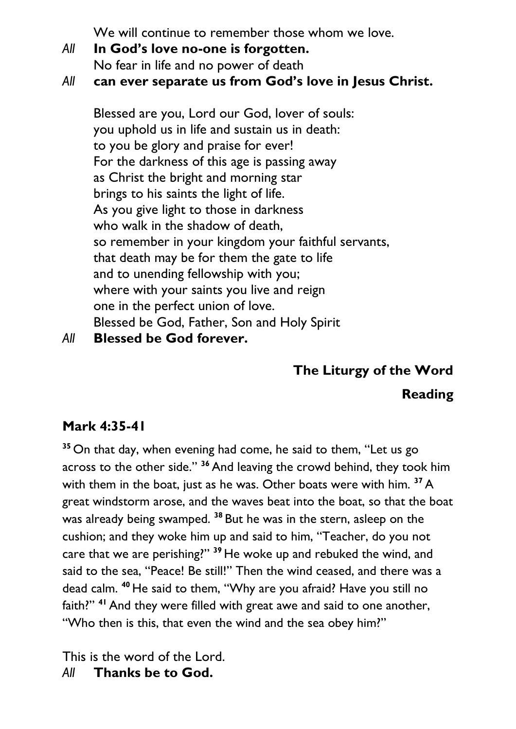We will continue to remember those whom we love.

*All* **In God's love no-one is forgotten.**

No fear in life and no power of death

*All* **can ever separate us from God's love in Jesus Christ.**

Blessed are you, Lord our God, lover of souls:
you uphold us in life and sustain us in death:
to you be glory and praise for ever!
For the darkness of this age is passing away
as Christ the bright and morning star
brings to his saints the light of life.
As you give light to those in darkness
who walk in the shadow of death,
so remember in your kingdom your faithful servants,
that death may be for them the gate to life
and to unending fellowship with you;
where with your saints you live and reign
one in the perfect union of love.
Blessed be God, Father, Son and Holy Spirit

*All* **Blessed be God forever.**

## The Liturgy of the Word

### Reading

**Mark 4:35-41**

**35** On that day, when evening had come, he said to them, "Let us go across to the other side." **36** And leaving the crowd behind, they took him with them in the boat, just as he was. Other boats were with him. **37** A great windstorm arose, and the waves beat into the boat, so that the boat was already being swamped. **38** But he was in the stern, asleep on the cushion; and they woke him up and said to him, "Teacher, do you not care that we are perishing?" **39** He woke up and rebuked the wind, and said to the sea, "Peace! Be still!" Then the wind ceased, and there was a dead calm. **40** He said to them, "Why are you afraid? Have you still no faith?" **41** And they were filled with great awe and said to one another, "Who then is this, that even the wind and the sea obey him?"

This is the word of the Lord.

*All* **Thanks be to God.**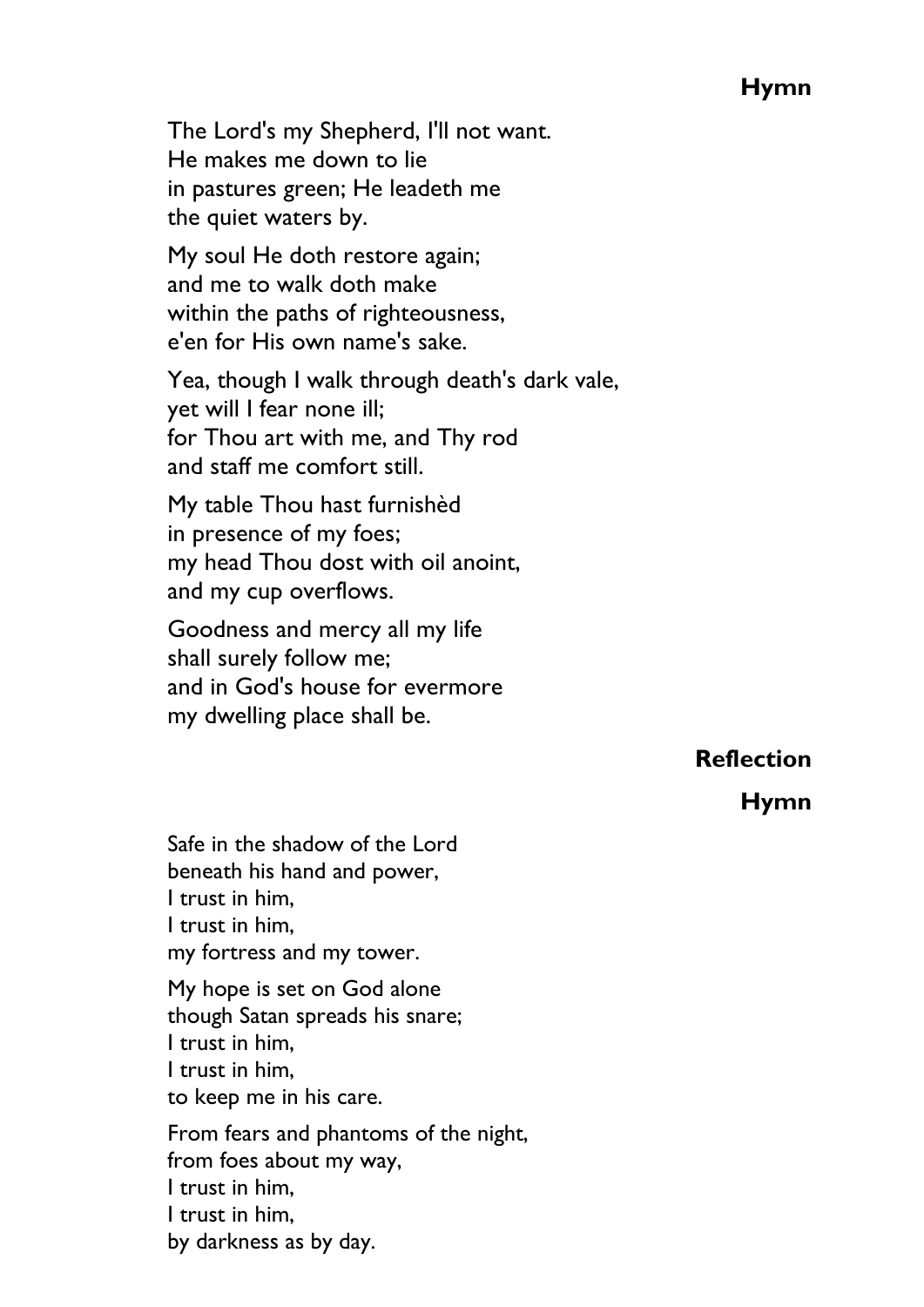**Hymn**

The Lord's my Shepherd, I'll not want.
He makes me down to lie
in pastures green; He leadeth me
the quiet waters by.

My soul He doth restore again;
and me to walk doth make
within the paths of righteousness,
e'en for His own name's sake.

Yea, though I walk through death's dark vale,
yet will I fear none ill;
for Thou art with me, and Thy rod
and staff me comfort still.

My table Thou hast furnishèd
in presence of my foes;
my head Thou dost with oil anoint,
and my cup overflows.

Goodness and mercy all my life
shall surely follow me;
and in God's house for evermore
my dwelling place shall be.

**Reflection**

**Hymn**

Safe in the shadow of the Lord
beneath his hand and power,
I trust in him,
I trust in him,
my fortress and my tower.

My hope is set on God alone
though Satan spreads his snare;
I trust in him,
I trust in him,
to keep me in his care.

From fears and phantoms of the night,
from foes about my way,
I trust in him,
I trust in him,
by darkness as by day.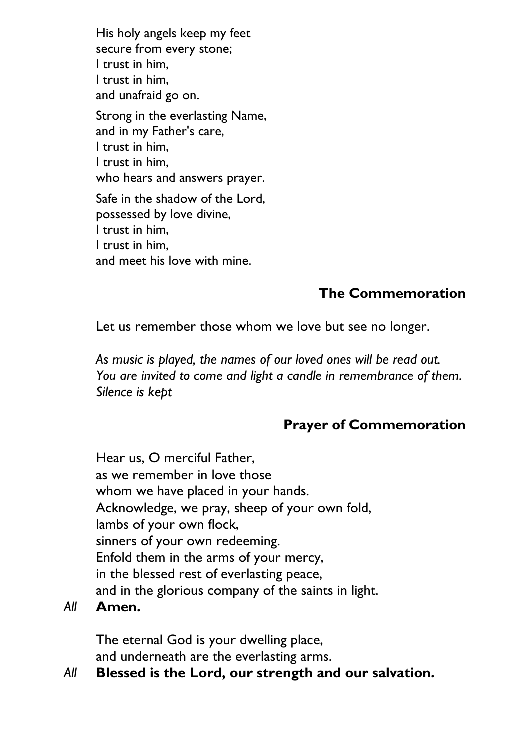His holy angels keep my feet
secure from every stone;
I trust in him,
I trust in him,
and unafraid go on.

Strong in the everlasting Name,
and in my Father's care,
I trust in him,
I trust in him,
who hears and answers prayer.

Safe in the shadow of the Lord,
possessed by love divine,
I trust in him,
I trust in him,
and meet his love with mine.

## The Commemoration

Let us remember those whom we love but see no longer.

*As music is played, the names of our loved ones will be read out.*
*You are invited to come and light a candle in remembrance of them.*
*Silence is kept*

## Prayer of Commemoration

Hear us, O merciful Father,
as we remember in love those
whom we have placed in your hands.
Acknowledge, we pray, sheep of your own fold,
lambs of your own flock,
sinners of your own redeeming.
Enfold them in the arms of your mercy,
in the blessed rest of everlasting peace,
and in the glorious company of the saints in light.

*All* **Amen.**

The eternal God is your dwelling place,
and underneath are the everlasting arms.

*All* **Blessed is the Lord, our strength and our salvation.**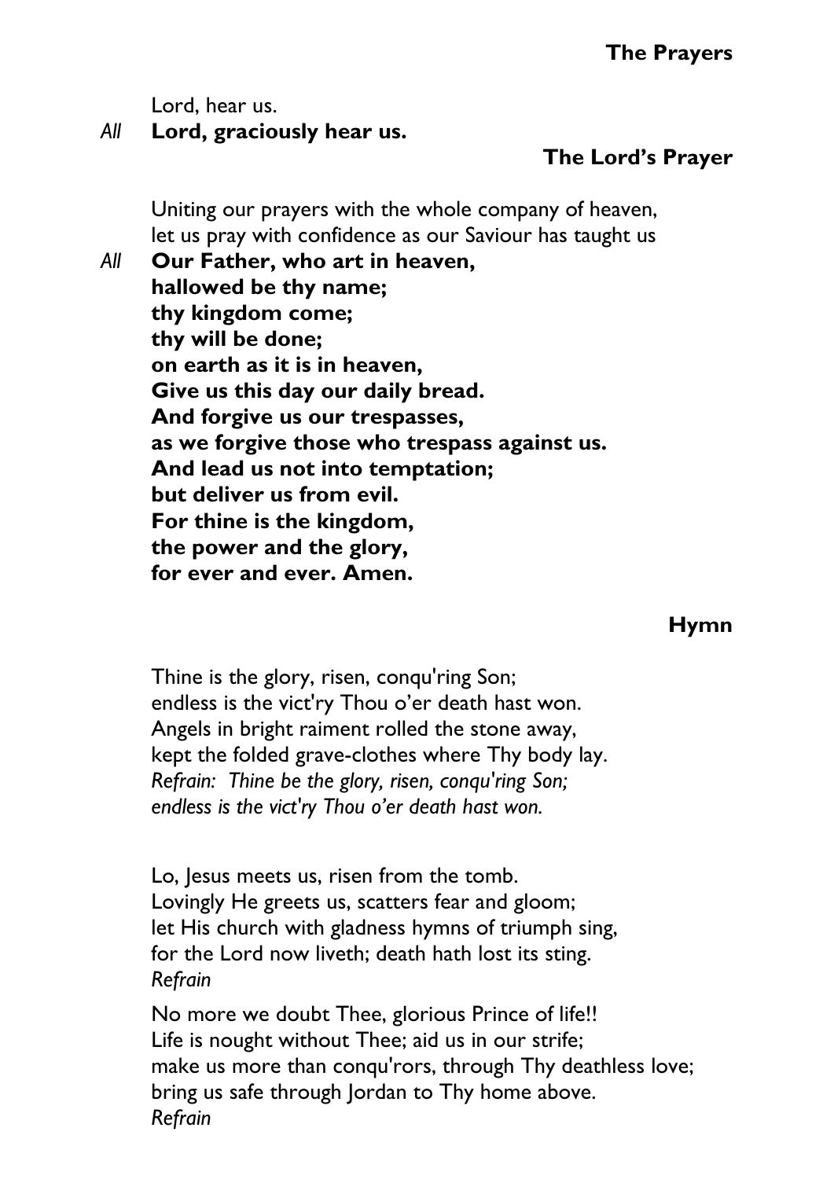## The Prayers

Lord, hear us.
*All* **Lord, graciously hear us.**

## The Lord's Prayer

Uniting our prayers with the whole company of heaven,
let us pray with confidence as our Saviour has taught us

*All* **Our Father, who art in heaven,
hallowed be thy name;
thy kingdom come;
thy will be done;
on earth as it is in heaven,
Give us this day our daily bread.
And forgive us our trespasses,
as we forgive those who trespass against us.
And lead us not into temptation;
but deliver us from evil.
For thine is the kingdom,
the power and the glory,
for ever and ever. Amen.**

## Hymn

Thine is the glory, risen, conqu'ring Son;
endless is the vict'ry Thou o'er death hast won.
Angels in bright raiment rolled the stone away,
kept the folded grave-clothes where Thy body lay.
*Refrain: Thine be the glory, risen, conqu'ring Son;
endless is the vict'ry Thou o'er death hast won.*

Lo, Jesus meets us, risen from the tomb.
Lovingly He greets us, scatters fear and gloom;
let His church with gladness hymns of triumph sing,
for the Lord now liveth; death hath lost its sting.
*Refrain*

No more we doubt Thee, glorious Prince of life!!
Life is nought without Thee; aid us in our strife;
make us more than conqu'rors, through Thy deathless love;
bring us safe through Jordan to Thy home above.
*Refrain*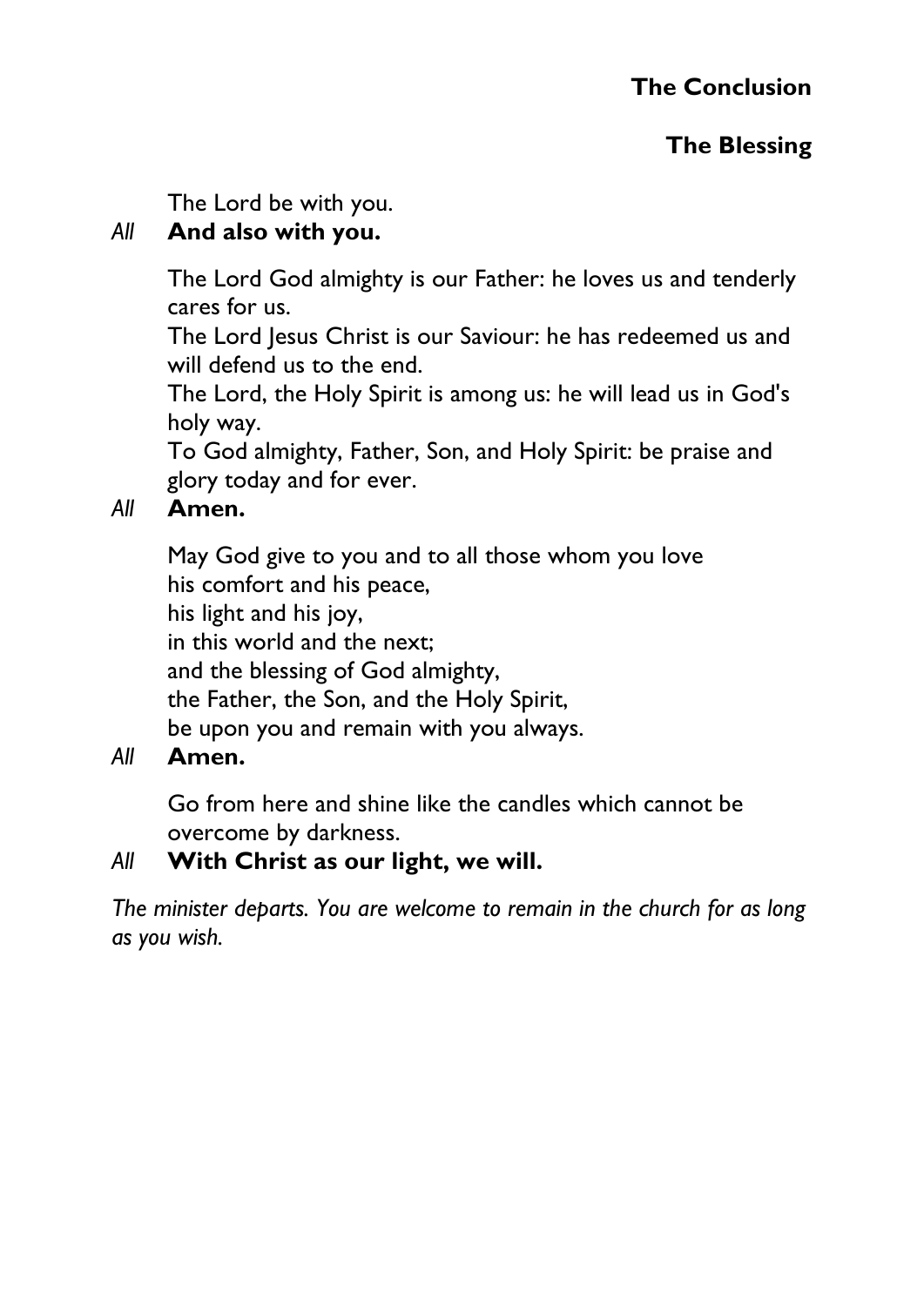## The Conclusion

### The Blessing

The Lord be with you.

*All* **And also with you.**

The Lord God almighty is our Father: he loves us and tenderly cares for us.
The Lord Jesus Christ is our Saviour: he has redeemed us and will defend us to the end.
The Lord, the Holy Spirit is among us: he will lead us in God's holy way.
To God almighty, Father, Son, and Holy Spirit: be praise and glory today and for ever.

*All* **Amen.**

May God give to you and to all those whom you love
his comfort and his peace,
his light and his joy,
in this world and the next;
and the blessing of God almighty,
the Father, the Son, and the Holy Spirit,
be upon you and remain with you always.

*All* **Amen.**

Go from here and shine like the candles which cannot be overcome by darkness.

*All* **With Christ as our light, we will.**

*The minister departs. You are welcome to remain in the church for as long as you wish.*